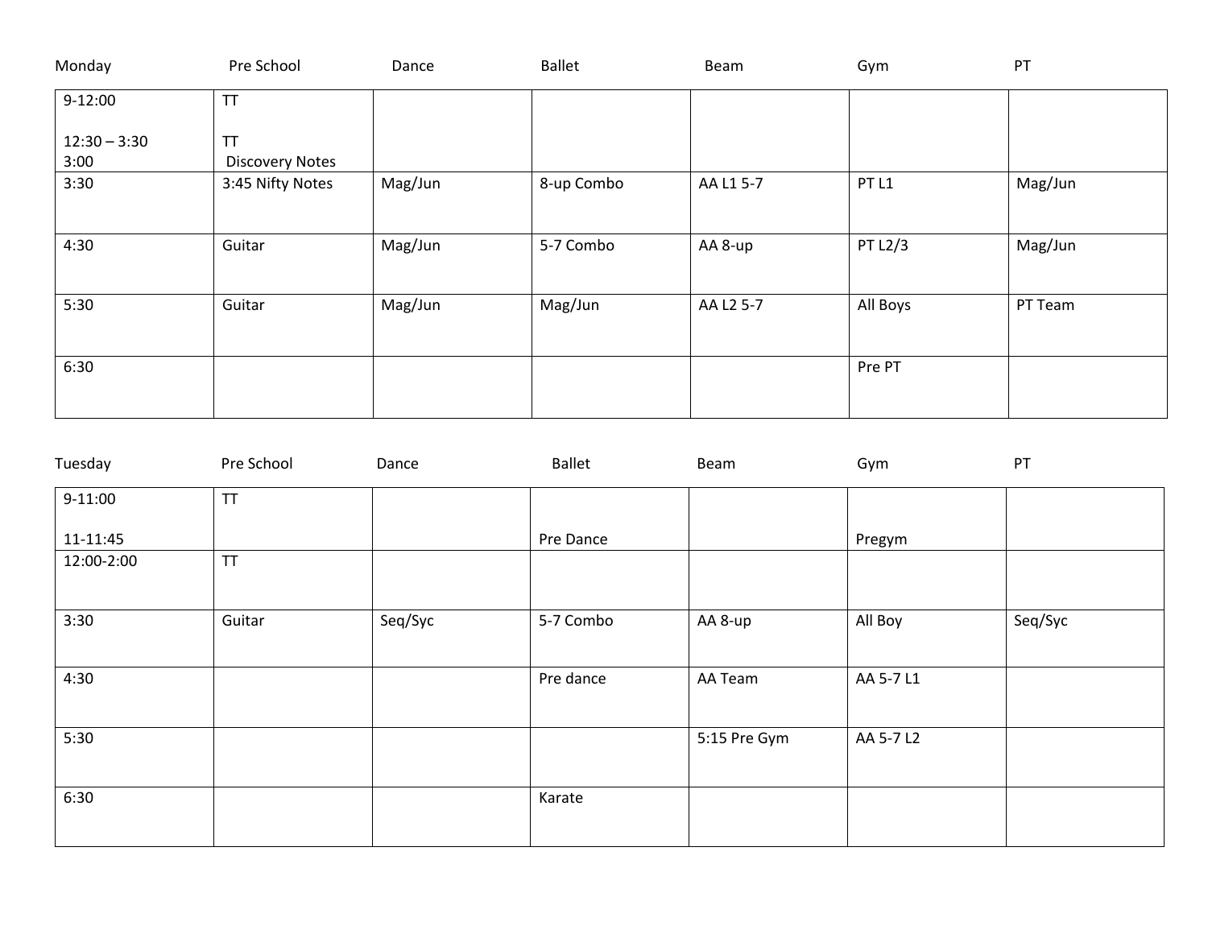| Monday | Pre School | Dance | Ballet | Beam | Gym | PT |
|---|---|---|---|---|---|---|
| 9-12:00<br><br>12:30 – 3:30<br>3:00 | TT<br><br>TT<br>Discovery Notes | | | | | |
| 3:30 | 3:45 Nifty Notes | Mag/Jun | 8-up Combo | AA L1 5-7 | PT L1 | Mag/Jun |
| 4:30 | Guitar | Mag/Jun | 5-7 Combo | AA 8-up | PT L2/3 | Mag/Jun |
| 5:30 | Guitar | Mag/Jun | Mag/Jun | AA L2 5-7 | All Boys | PT Team |
| 6:30 | | | | | Pre PT | |

| Tuesday | Pre School | Dance | Ballet | Beam | Gym | PT |
|---|---|---|---|---|---|---|
| 9-11:00<br><br>11-11:45 | TT | | <br><br>Pre Dance | | <br><br>Pregym | |
| 12:00-2:00 | TT | | | | | |
| 3:30 | Guitar | Seq/Syc | 5-7 Combo | AA 8-up | All Boy | Seq/Syc |
| 4:30 | | | Pre dance | AA Team | AA 5-7 L1 | |
| 5:30 | | | | 5:15 Pre Gym | AA 5-7 L2 | |
| 6:30 | | | Karate | | | |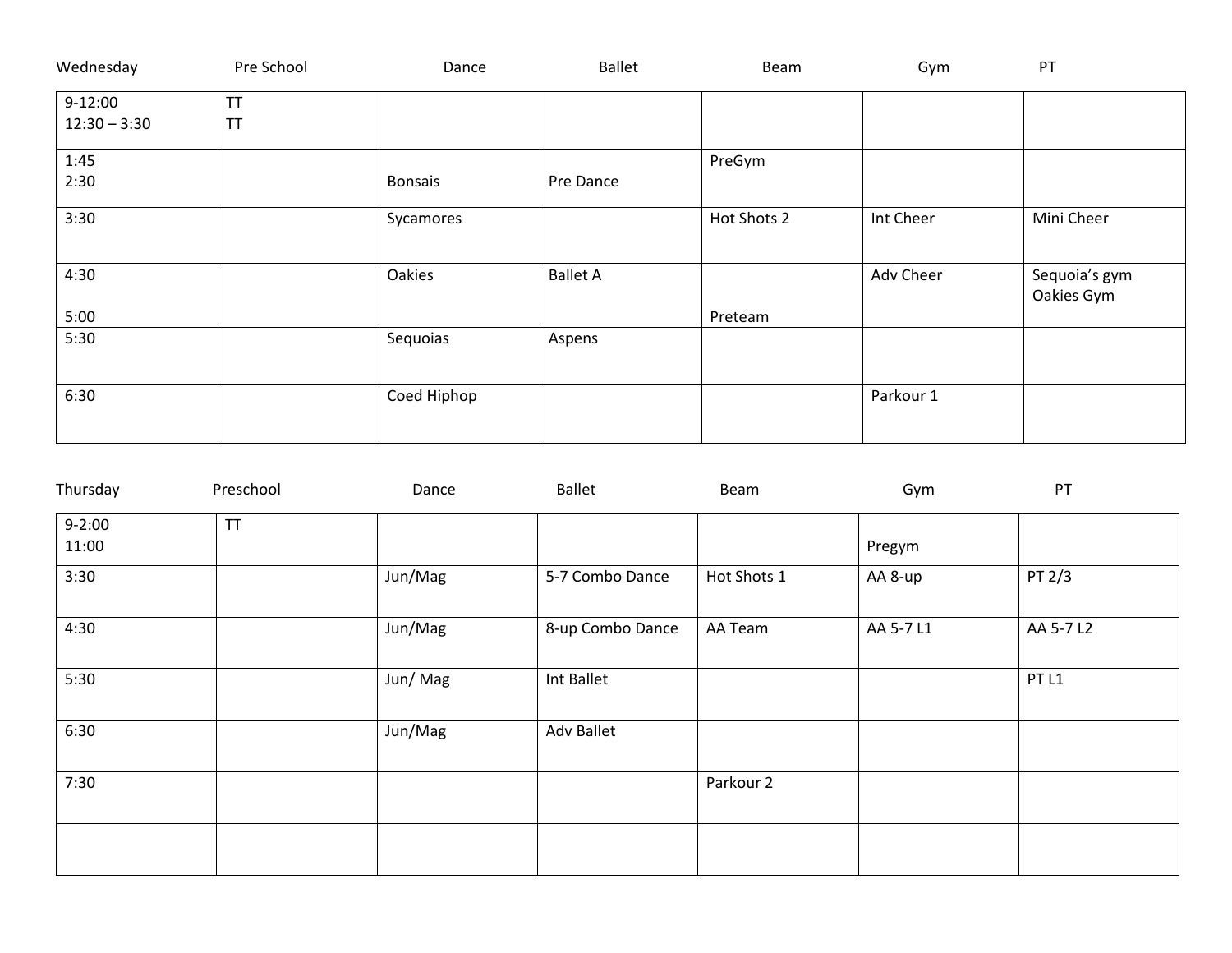| Wednesday | Pre School | Dance | Ballet | Beam | Gym | PT |
|---|---|---|---|---|---|---|
| 9-12:00<br>12:30 – 3:30 | TT<br>TT | | | | | |
| 1:45<br>2:30 | | Bonsais | Pre Dance | PreGym | | |
| 3:30 | | Sycamores | | Hot Shots 2 | Int Cheer | Mini Cheer |
| 4:30<br>5:00 | | Oakies | Ballet A | Preteam | Adv Cheer | Sequoia's gym<br>Oakies Gym |
| 5:30 | | Sequoias | Aspens | | | |
| 6:30 | | Coed Hiphop | | | Parkour 1 | |

| Thursday | Preschool | Dance | Ballet | Beam | Gym | PT |
|---|---|---|---|---|---|---|
| 9-2:00<br>11:00 | TT | | | | Pregym | |
| 3:30 | | Jun/Mag | 5-7 Combo Dance | Hot Shots 1 | AA 8-up | PT 2/3 |
| 4:30 | | Jun/Mag | 8-up Combo Dance | AA Team | AA 5-7 L1 | AA 5-7 L2 |
| 5:30 | | Jun/ Mag | Int Ballet | | | PT L1 |
| 6:30 | | Jun/Mag | Adv Ballet | | | |
| 7:30 | | | | Parkour 2 | | |
| | | | | | | |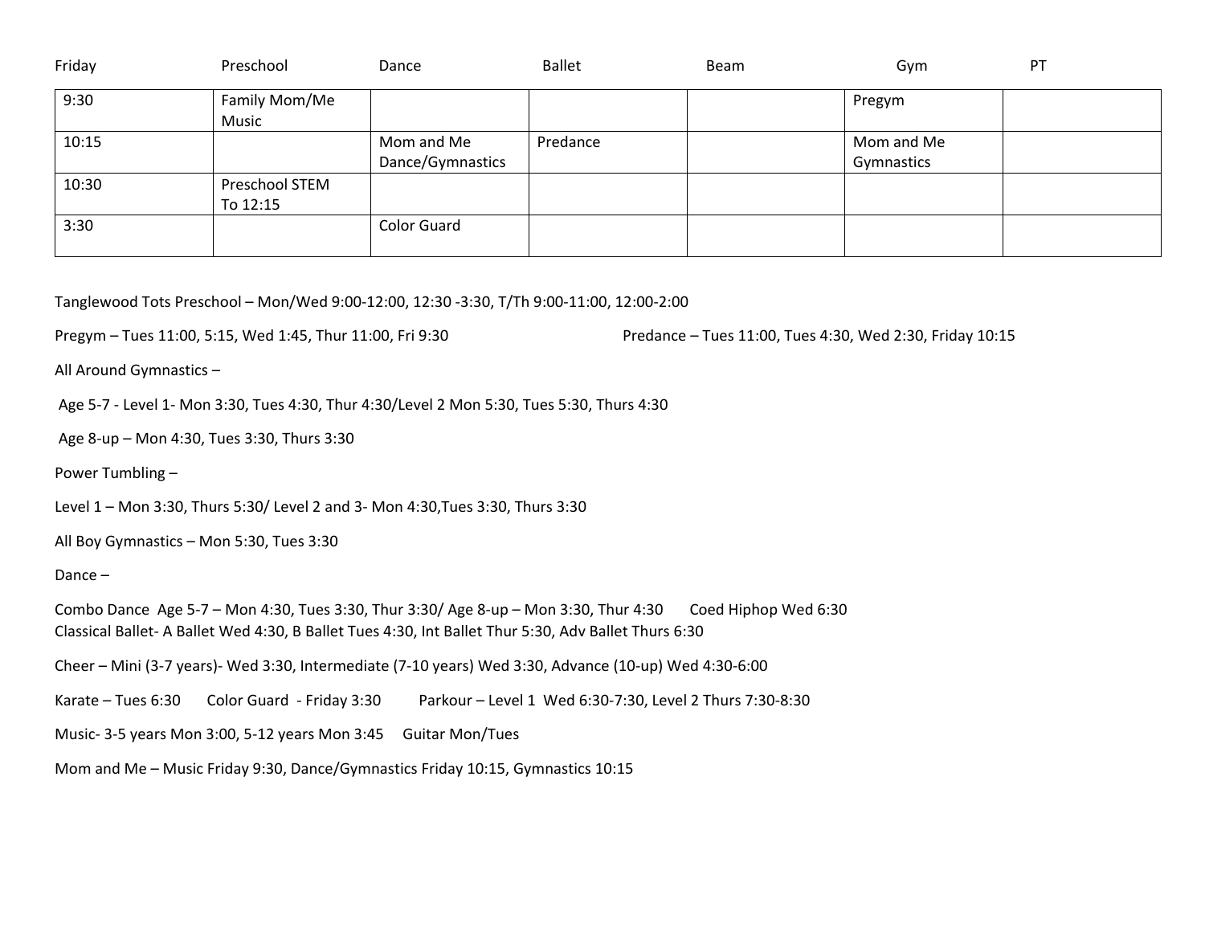| Friday | Preschool | Dance | Ballet | Beam | Gym | PT |
|---|---|---|---|---|---|---|
| 9:30 | Family Mom/Me Music | | | | Pregym | |
| 10:15 | | Mom and Me Dance/Gymnastics | Predance | | Mom and Me Gymnastics | |
| 10:30 | Preschool STEM To 12:15 | | | | | |
| 3:30 | | Color Guard | | | | |

Tanglewood Tots Preschool – Mon/Wed 9:00-12:00, 12:30 -3:30, T/Th 9:00-11:00, 12:00-2:00

Pregym – Tues 11:00, 5:15, Wed 1:45, Thur 11:00, Fri 9:30

Predance – Tues 11:00, Tues 4:30, Wed 2:30, Friday 10:15

All Around Gymnastics –

Age 5-7 - Level 1- Mon 3:30, Tues 4:30, Thur 4:30/Level 2 Mon 5:30, Tues 5:30, Thurs 4:30

Age 8-up – Mon 4:30, Tues 3:30, Thurs 3:30

Power Tumbling –

Level 1 – Mon 3:30, Thurs 5:30/ Level 2 and 3- Mon 4:30,Tues 3:30, Thurs 3:30

All Boy Gymnastics – Mon 5:30, Tues 3:30

Dance –

Combo Dance Age 5-7 – Mon 4:30, Tues 3:30, Thur 3:30/ Age 8-up – Mon 3:30, Thur 4:30 Coed Hiphop Wed 6:30
Classical Ballet- A Ballet Wed 4:30, B Ballet Tues 4:30, Int Ballet Thur 5:30, Adv Ballet Thurs 6:30

Cheer – Mini (3-7 years)- Wed 3:30, Intermediate (7-10 years) Wed 3:30, Advance (10-up) Wed 4:30-6:00

Karate – Tues 6:30 Color Guard - Friday 3:30 Parkour – Level 1 Wed 6:30-7:30, Level 2 Thurs 7:30-8:30

Music- 3-5 years Mon 3:00, 5-12 years Mon 3:45 Guitar Mon/Tues

Mom and Me – Music Friday 9:30, Dance/Gymnastics Friday 10:15, Gymnastics 10:15